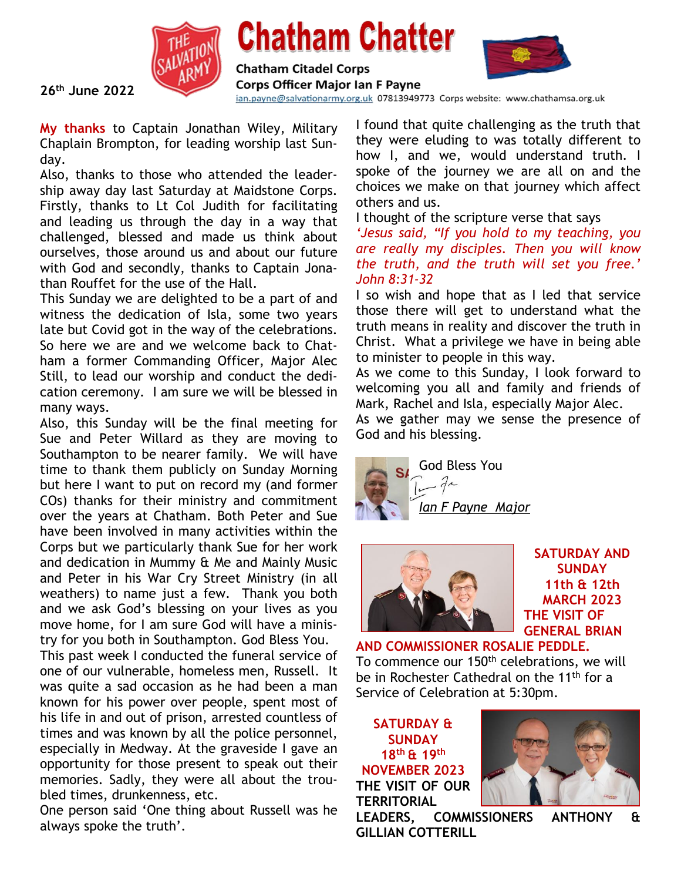# Chatham Chatter

**Chatham Citadel Corps**
**Corps Officer Major Ian F Payne**
ian.payne@salvationarmy.org.uk 07813949773 Corps website: www.chathamsa.org.uk

**26th June 2022**

**My thanks** to Captain Jonathan Wiley, Military Chaplain Brompton, for leading worship last Sunday.

Also, thanks to those who attended the leadership away day last Saturday at Maidstone Corps. Firstly, thanks to Lt Col Judith for facilitating and leading us through the day in a way that challenged, blessed and made us think about ourselves, those around us and about our future with God and secondly, thanks to Captain Jonathan Rouffet for the use of the Hall.

This Sunday we are delighted to be a part of and witness the dedication of Isla, some two years late but Covid got in the way of the celebrations. So here we are and we welcome back to Chatham a former Commanding Officer, Major Alec Still, to lead our worship and conduct the dedication ceremony. I am sure we will be blessed in many ways.

Also, this Sunday will be the final meeting for Sue and Peter Willard as they are moving to Southampton to be nearer family. We will have time to thank them publicly on Sunday Morning but here I want to put on record my (and former COs) thanks for their ministry and commitment over the years at Chatham. Both Peter and Sue have been involved in many activities within the Corps but we particularly thank Sue for her work and dedication in Mummy & Me and Mainly Music and Peter in his War Cry Street Ministry (in all weathers) to name just a few. Thank you both and we ask God's blessing on your lives as you move home, for I am sure God will have a ministry for you both in Southampton. God Bless You.

This past week I conducted the funeral service of one of our vulnerable, homeless men, Russell. It was quite a sad occasion as he had been a man known for his power over people, spent most of his life in and out of prison, arrested countless of times and was known by all the police personnel, especially in Medway. At the graveside I gave an opportunity for those present to speak out their memories. Sadly, they were all about the troubled times, drunkenness, etc.

One person said 'One thing about Russell was he always spoke the truth'.

I found that quite challenging as the truth that they were eluding to was totally different to how I, and we, would understand truth. I spoke of the journey we are all on and the choices we make on that journey which affect others and us.

I thought of the scripture verse that says

*'Jesus said, "If you hold to my teaching, you are really my disciples. Then you will know the truth, and the truth will set you free.' John 8:31-32*

I so wish and hope that as I led that service those there will get to understand what the truth means in reality and discover the truth in Christ. What a privilege we have in being able to minister to people in this way.

As we come to this Sunday, I look forward to welcoming you all and family and friends of Mark, Rachel and Isla, especially Major Alec.

As we gather may we sense the presence of God and his blessing.

God Bless You

*Ian F Payne Major*

**SATURDAY AND SUNDAY 11th & 12th MARCH 2023 THE VISIT OF GENERAL BRIAN AND COMMISSIONER ROSALIE PEDDLE.**

To commence our 150th celebrations, we will be in Rochester Cathedral on the 11th for a Service of Celebration at 5:30pm.

**SATURDAY & SUNDAY 18th & 19th NOVEMBER 2023 THE VISIT OF OUR TERRITORIAL LEADERS, COMMISSIONERS ANTHONY & GILLIAN COTTERILL**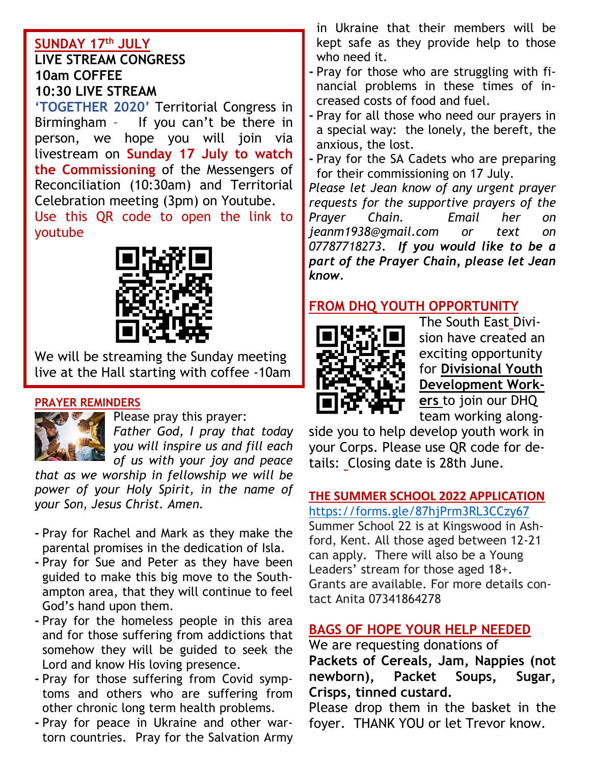## SUNDAY 17th JULY

**LIVE STREAM CONGRESS**
**10am COFFEE**
**10:30 LIVE STREAM**

**'TOGETHER 2020'** Territorial Congress in Birmingham – If you can't be there in person, we hope you will join via livestream on **Sunday 17 July to watch the Commissioning** of the Messengers of Reconciliation (10:30am) and Territorial Celebration meeting (3pm) on Youtube.

Use this QR code to open the link to youtube

We will be streaming the Sunday meeting live at the Hall starting with coffee -10am

## PRAYER REMINDERS

Please pray this prayer:

*Father God, I pray that today you will inspire us and fill each of us with your joy and peace that as we worship in fellowship we will be power of your Holy Spirit, in the name of your Son, Jesus Christ. Amen.*

- Pray for Rachel and Mark as they make the parental promises in the dedication of Isla.
- Pray for Sue and Peter as they have been guided to make this big move to the Southampton area, that they will continue to feel God's hand upon them.
- Pray for the homeless people in this area and for those suffering from addictions that somehow they will be guided to seek the Lord and know His loving presence.
- Pray for those suffering from Covid symptoms and others who are suffering from other chronic long term health problems.
- Pray for peace in Ukraine and other war-torn countries. Pray for the Salvation Army in Ukraine that their members will be kept safe as they provide help to those who need it.
- Pray for those who are struggling with financial problems in these times of increased costs of food and fuel.
- Pray for all those who need our prayers in a special way: the lonely, the bereft, the anxious, the lost.
- Pray for the SA Cadets who are preparing for their commissioning on 17 July.

*Please let Jean know of any urgent prayer requests for the supportive prayers of the Prayer Chain. Email her on jeanm1938@gmail.com or text on 07787718273.* ***If you would like to be a part of the Prayer Chain, please let Jean know.***

## FROM DHQ YOUTH OPPORTUNITY

The South East Division have created an exciting opportunity for **Divisional Youth Development Workers** to join our DHQ team working alongside you to help develop youth work in your Corps. Please use QR code for details: Closing date is 28th June.

## THE SUMMER SCHOOL 2022 APPLICATION

https://forms.gle/87hjPrm3RL3CCzy67

Summer School 22 is at Kingswood in Ashford, Kent. All those aged between 12-21 can apply. There will also be a Young Leaders' stream for those aged 18+. Grants are available. For more details contact Anita 07341864278

## BAGS OF HOPE YOUR HELP NEEDED

We are requesting donations of **Packets of Cereals, Jam, Nappies (not newborn), Packet Soups, Sugar, Crisps, tinned custard.**

Please drop them in the basket in the foyer. THANK YOU or let Trevor know.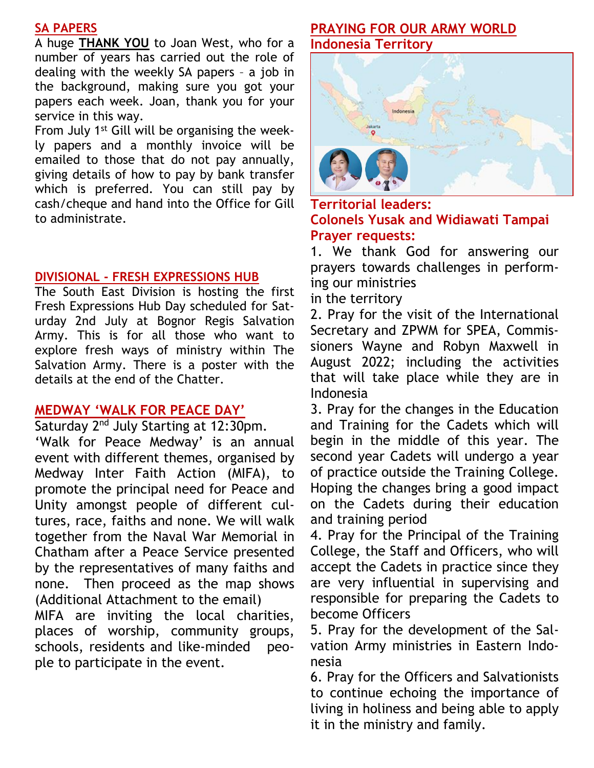## SA PAPERS

A huge **THANK YOU** to Joan West, who for a number of years has carried out the role of dealing with the weekly SA papers – a job in the background, making sure you got your papers each week. Joan, thank you for your service in this way.

From July 1st Gill will be organising the weekly papers and a monthly invoice will be emailed to those that do not pay annually, giving details of how to pay by bank transfer which is preferred. You can still pay by cash/cheque and hand into the Office for Gill to administrate.

## DIVISIONAL - FRESH EXPRESSIONS HUB

The South East Division is hosting the first Fresh Expressions Hub Day scheduled for Saturday 2nd July at Bognor Regis Salvation Army. This is for all those who want to explore fresh ways of ministry within The Salvation Army. There is a poster with the details at the end of the Chatter.

## MEDWAY 'WALK FOR PEACE DAY'

Saturday 2nd July Starting at 12:30pm.

'Walk for Peace Medway' is an annual event with different themes, organised by Medway Inter Faith Action (MIFA), to promote the principal need for Peace and Unity amongst people of different cultures, race, faiths and none. We will walk together from the Naval War Memorial in Chatham after a Peace Service presented by the representatives of many faiths and none. Then proceed as the map shows (Additional Attachment to the email)

MIFA are inviting the local charities, places of worship, community groups, schools, residents and like-minded people to participate in the event.

## PRAYING FOR OUR ARMY WORLD

### Indonesia Territory

**Territorial leaders:**
**Colonels Yusak and Widiawati Tampai**
**Prayer requests:**

1. We thank God for answering our prayers towards challenges in performing our ministries in the territory
2. Pray for the visit of the International Secretary and ZPWM for SPEA, Commissioners Wayne and Robyn Maxwell in August 2022; including the activities that will take place while they are in Indonesia
3. Pray for the changes in the Education and Training for the Cadets which will begin in the middle of this year. The second year Cadets will undergo a year of practice outside the Training College. Hoping the changes bring a good impact on the Cadets during their education and training period
4. Pray for the Principal of the Training College, the Staff and Officers, who will accept the Cadets in practice since they are very influential in supervising and responsible for preparing the Cadets to become Officers
5. Pray for the development of the Salvation Army ministries in Eastern Indonesia
6. Pray for the Officers and Salvationists to continue echoing the importance of living in holiness and being able to apply it in the ministry and family.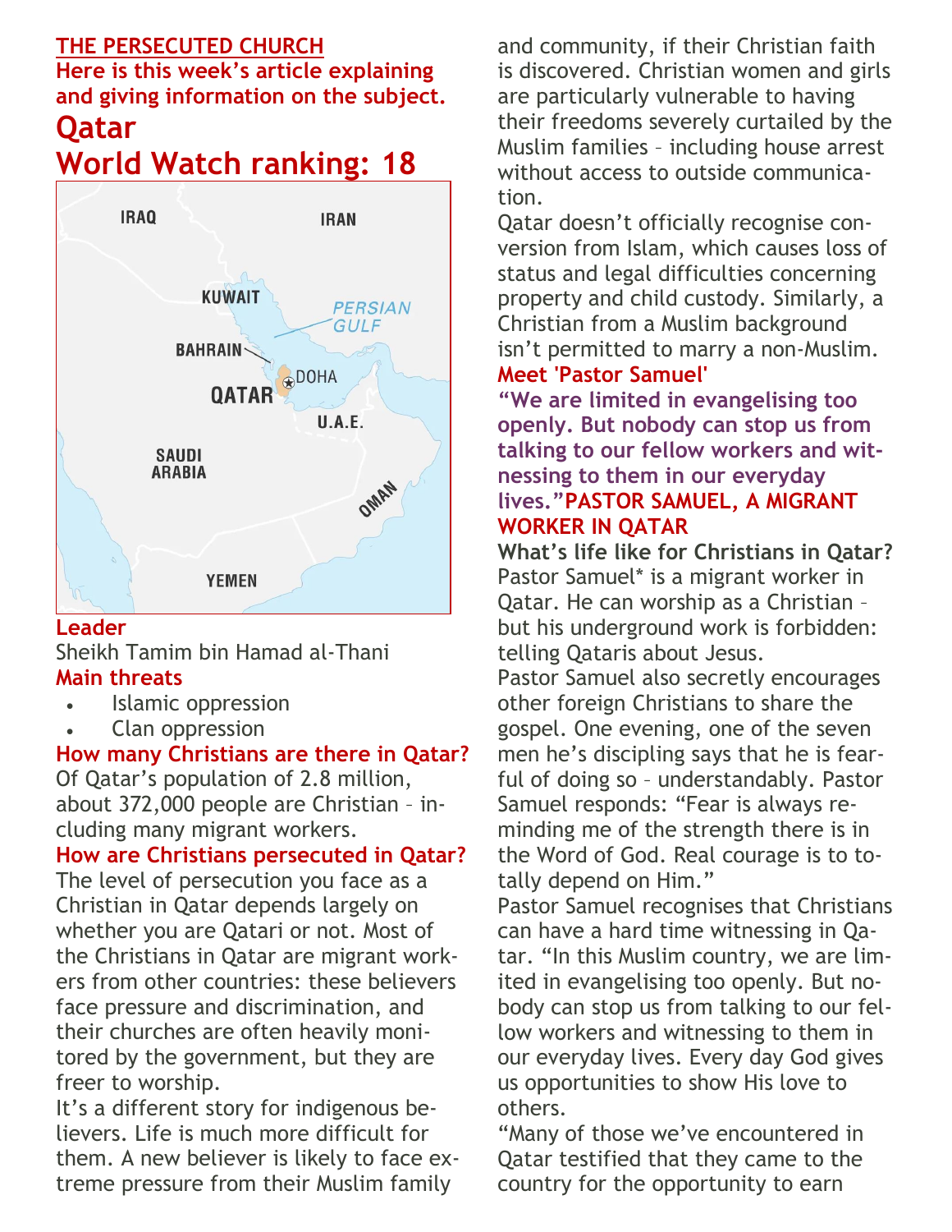**THE PERSECUTED CHURCH**

**Here is this week's article explaining and giving information on the subject.**

# Qatar

# World Watch ranking: 18

### Leader

Sheikh Tamim bin Hamad al-Thani

### Main threats

- Islamic oppression
- Clan oppression

### How many Christians are there in Qatar?

Of Qatar's population of 2.8 million, about 372,000 people are Christian – including many migrant workers.

### How are Christians persecuted in Qatar?

The level of persecution you face as a Christian in Qatar depends largely on whether you are Qatari or not. Most of the Christians in Qatar are migrant workers from other countries: these believers face pressure and discrimination, and their churches are often heavily monitored by the government, but they are freer to worship.

It's a different story for indigenous believers. Life is much more difficult for them. A new believer is likely to face extreme pressure from their Muslim family and community, if their Christian faith is discovered. Christian women and girls are particularly vulnerable to having their freedoms severely curtailed by the Muslim families – including house arrest without access to outside communication.

Qatar doesn't officially recognise conversion from Islam, which causes loss of status and legal difficulties concerning property and child custody. Similarly, a Christian from a Muslim background isn't permitted to marry a non-Muslim.

### Meet 'Pastor Samuel'

**"We are limited in evangelising too openly. But nobody can stop us from talking to our fellow workers and witnessing to them in our everyday lives."** **PASTOR SAMUEL, A MIGRANT WORKER IN QATAR**

**What's life like for Christians in Qatar?**

Pastor Samuel* is a migrant worker in Qatar. He can worship as a Christian – but his underground work is forbidden: telling Qataris about Jesus.

Pastor Samuel also secretly encourages other foreign Christians to share the gospel. One evening, one of the seven men he's discipling says that he is fearful of doing so – understandably. Pastor Samuel responds: "Fear is always reminding me of the strength there is in the Word of God. Real courage is to totally depend on Him."

Pastor Samuel recognises that Christians can have a hard time witnessing in Qatar. "In this Muslim country, we are limited in evangelising too openly. But nobody can stop us from talking to our fellow workers and witnessing to them in our everyday lives. Every day God gives us opportunities to show His love to others.

"Many of those we've encountered in Qatar testified that they came to the country for the opportunity to earn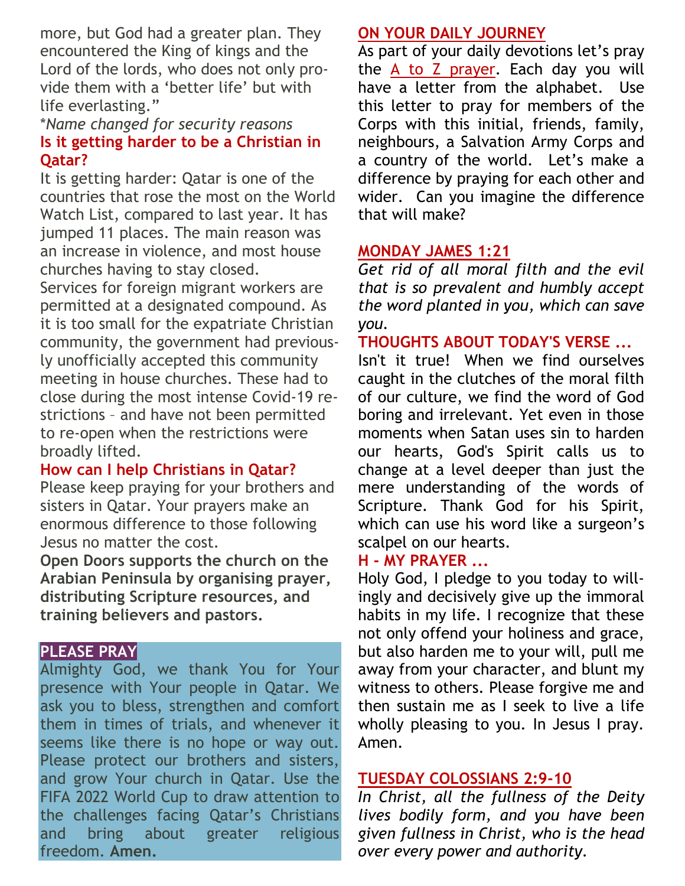more, but God had a greater plan. They encountered the King of kings and the Lord of the lords, who does not only provide them with a 'better life' but with life everlasting."

**Name changed for security reasons*

**Is it getting harder to be a Christian in Qatar?**

It is getting harder: Qatar is one of the countries that rose the most on the World Watch List, compared to last year. It has jumped 11 places. The main reason was an increase in violence, and most house churches having to stay closed.

Services for foreign migrant workers are permitted at a designated compound. As it is too small for the expatriate Christian community, the government had previously unofficially accepted this community meeting in house churches. These had to close during the most intense Covid-19 restrictions – and have not been permitted to re-open when the restrictions were broadly lifted.

**How can I help Christians in Qatar?**

Please keep praying for your brothers and sisters in Qatar. Your prayers make an enormous difference to those following Jesus no matter the cost.

**Open Doors supports the church on the Arabian Peninsula by organising prayer, distributing Scripture resources, and training believers and pastors.**

**PLEASE PRAY**

Almighty God, we thank You for Your presence with Your people in Qatar. We ask you to bless, strengthen and comfort them in times of trials, and whenever it seems like there is no hope or way out. Please protect our brothers and sisters, and grow Your church in Qatar. Use the FIFA 2022 World Cup to draw attention to the challenges facing Qatar's Christians and bring about greater religious freedom. **Amen.**

## ON YOUR DAILY JOURNEY

As part of your daily devotions let's pray the A to Z prayer. Each day you will have a letter from the alphabet. Use this letter to pray for members of the Corps with this initial, friends, family, neighbours, a Salvation Army Corps and a country of the world. Let's make a difference by praying for each other and wider. Can you imagine the difference that will make?

## MONDAY JAMES 1:21

*Get rid of all moral filth and the evil that is so prevalent and humbly accept the word planted in you, which can save you.*

**THOUGHTS ABOUT TODAY'S VERSE ...**

Isn't it true! When we find ourselves caught in the clutches of the moral filth of our culture, we find the word of God boring and irrelevant. Yet even in those moments when Satan uses sin to harden our hearts, God's Spirit calls us to change at a level deeper than just the mere understanding of the words of Scripture. Thank God for his Spirit, which can use his word like a surgeon's scalpel on our hearts.

**H - MY PRAYER ...**

Holy God, I pledge to you today to willingly and decisively give up the immoral habits in my life. I recognize that these not only offend your holiness and grace, but also harden me to your will, pull me away from your character, and blunt my witness to others. Please forgive me and then sustain me as I seek to live a life wholly pleasing to you. In Jesus I pray. Amen.

## TUESDAY COLOSSIANS 2:9-10

*In Christ, all the fullness of the Deity lives bodily form, and you have been given fullness in Christ, who is the head over every power and authority.*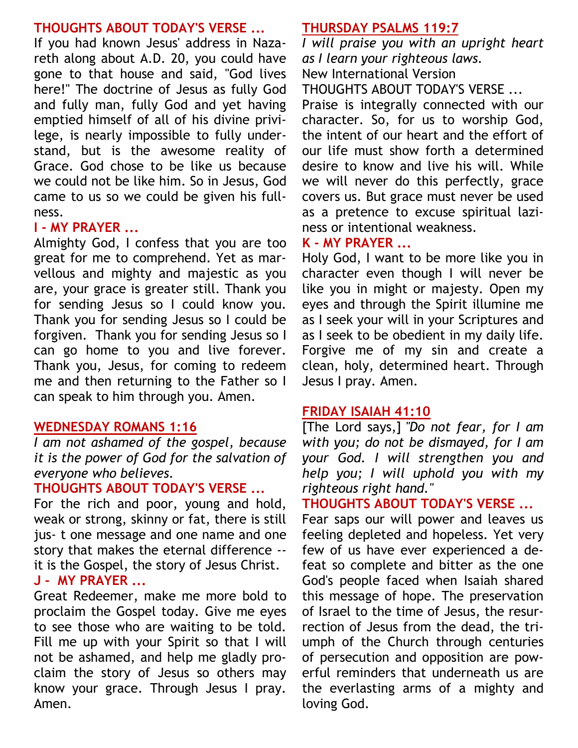**THOUGHTS ABOUT TODAY'S VERSE ...**

If you had known Jesus' address in Nazareth along about A.D. 20, you could have gone to that house and said, "God lives here!" The doctrine of Jesus as fully God and fully man, fully God and yet having emptied himself of all of his divine privilege, is nearly impossible to fully understand, but is the awesome reality of Grace. God chose to be like us because we could not be like him. So in Jesus, God came to us so we could be given his fullness.

**I - MY PRAYER ...**

Almighty God, I confess that you are too great for me to comprehend. Yet as marvellous and mighty and majestic as you are, your grace is greater still. Thank you for sending Jesus so I could know you. Thank you for sending Jesus so I could be forgiven. Thank you for sending Jesus so I can go home to you and live forever. Thank you, Jesus, for coming to redeem me and then returning to the Father so I can speak to him through you. Amen.

## WEDNESDAY ROMANS 1:16

*I am not ashamed of the gospel, because it is the power of God for the salvation of everyone who believes.*

**THOUGHTS ABOUT TODAY'S VERSE ...**

For the rich and poor, young and hold, weak or strong, skinny or fat, there is still jus- t one message and one name and one story that makes the eternal difference -- it is the Gospel, the story of Jesus Christ.

**J - MY PRAYER ...**

Great Redeemer, make me more bold to proclaim the Gospel today. Give me eyes to see those who are waiting to be told. Fill me up with your Spirit so that I will not be ashamed, and help me gladly proclaim the story of Jesus so others may know your grace. Through Jesus I pray. Amen.

## THURSDAY PSALMS 119:7

*I will praise you with an upright heart as I learn your righteous laws.*

New International Version

THOUGHTS ABOUT TODAY'S VERSE ...

Praise is integrally connected with our character. So, for us to worship God, the intent of our heart and the effort of our life must show forth a determined desire to know and live his will. While we will never do this perfectly, grace covers us. But grace must never be used as a pretence to excuse spiritual laziness or intentional weakness.

**K - MY PRAYER ...**

Holy God, I want to be more like you in character even though I will never be like you in might or majesty. Open my eyes and through the Spirit illumine me as I seek your will in your Scriptures and as I seek to be obedient in my daily life. Forgive me of my sin and create a clean, holy, determined heart. Through Jesus I pray. Amen.

## FRIDAY ISAIAH 41:10

[The Lord says,] *"Do not fear, for I am with you; do not be dismayed, for I am your God. I will strengthen you and help you; I will uphold you with my righteous right hand."*

**THOUGHTS ABOUT TODAY'S VERSE ...**

Fear saps our will power and leaves us feeling depleted and hopeless. Yet very few of us have ever experienced a defeat so complete and bitter as the one God's people faced when Isaiah shared this message of hope. The preservation of Israel to the time of Jesus, the resurrection of Jesus from the dead, the triumph of the Church through centuries of persecution and opposition are powerful reminders that underneath us are the everlasting arms of a mighty and loving God.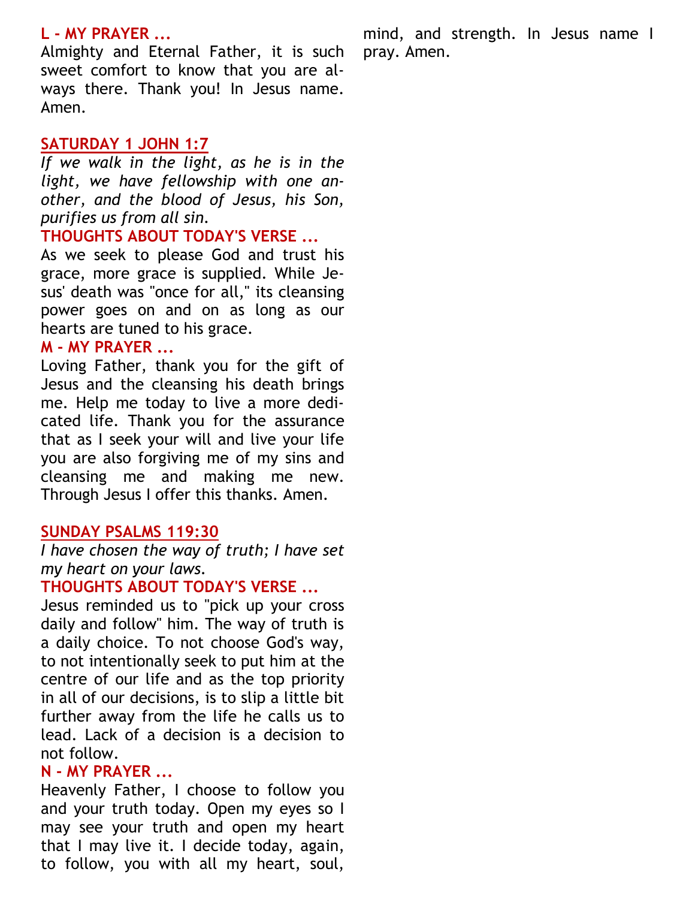**L - MY PRAYER ...**

Almighty and Eternal Father, it is such sweet comfort to know that you are always there. Thank you! In Jesus name. Amen.

## SATURDAY 1 JOHN 1:7

*If we walk in the light, as he is in the light, we have fellowship with one another, and the blood of Jesus, his Son, purifies us from all sin.*

**THOUGHTS ABOUT TODAY'S VERSE ...**

As we seek to please God and trust his grace, more grace is supplied. While Jesus' death was "once for all," its cleansing power goes on and on as long as our hearts are tuned to his grace.

**M - MY PRAYER ...**

Loving Father, thank you for the gift of Jesus and the cleansing his death brings me. Help me today to live a more dedicated life. Thank you for the assurance that as I seek your will and live your life you are also forgiving me of my sins and cleansing me and making me new. Through Jesus I offer this thanks. Amen.

## SUNDAY PSALMS 119:30

*I have chosen the way of truth; I have set my heart on your laws.*

**THOUGHTS ABOUT TODAY'S VERSE ...**

Jesus reminded us to "pick up your cross daily and follow" him. The way of truth is a daily choice. To not choose God's way, to not intentionally seek to put him at the centre of our life and as the top priority in all of our decisions, is to slip a little bit further away from the life he calls us to lead. Lack of a decision is a decision to not follow.

**N - MY PRAYER ...**

Heavenly Father, I choose to follow you and your truth today. Open my eyes so I may see your truth and open my heart that I may live it. I decide today, again, to follow, you with all my heart, soul, mind, and strength. In Jesus name I pray. Amen.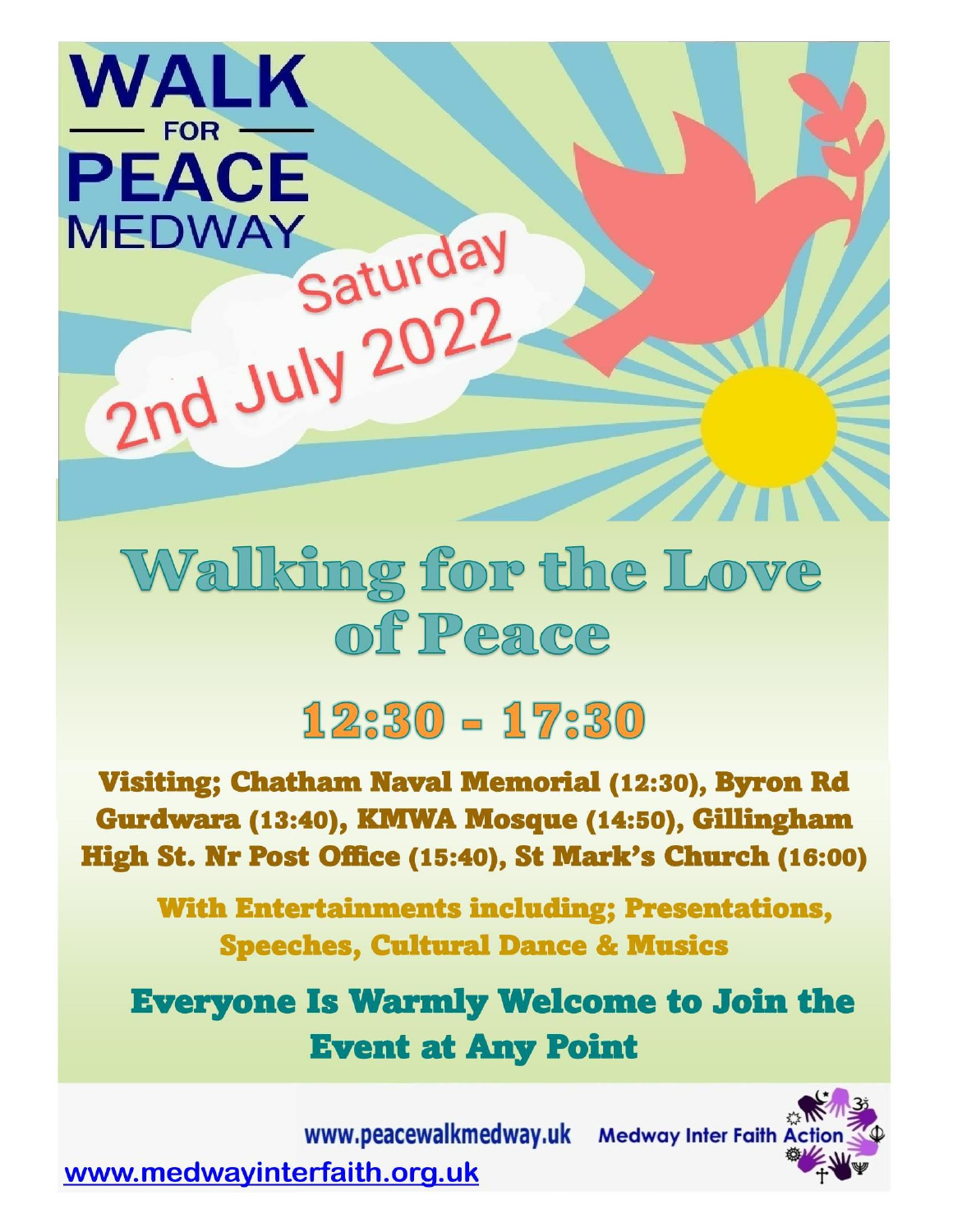# WALK FOR PEACE MEDWAY

Saturday 2nd July 2022

## Walking for the Love of Peace

## 12:30 - 17:30

**Visiting; Chatham Naval Memorial (12:30), Byron Rd Gurdwara (13:40), KMWA Mosque (14:50), Gillingham High St. Nr Post Office (15:40), St Mark's Church (16:00)**

**With Entertainments including; Presentations, Speeches, Cultural Dance & Musics**

**Everyone Is Warmly Welcome to Join the Event at Any Point**

www.peacewalkmedway.uk Medway Inter Faith Action

www.medwayinterfaith.org.uk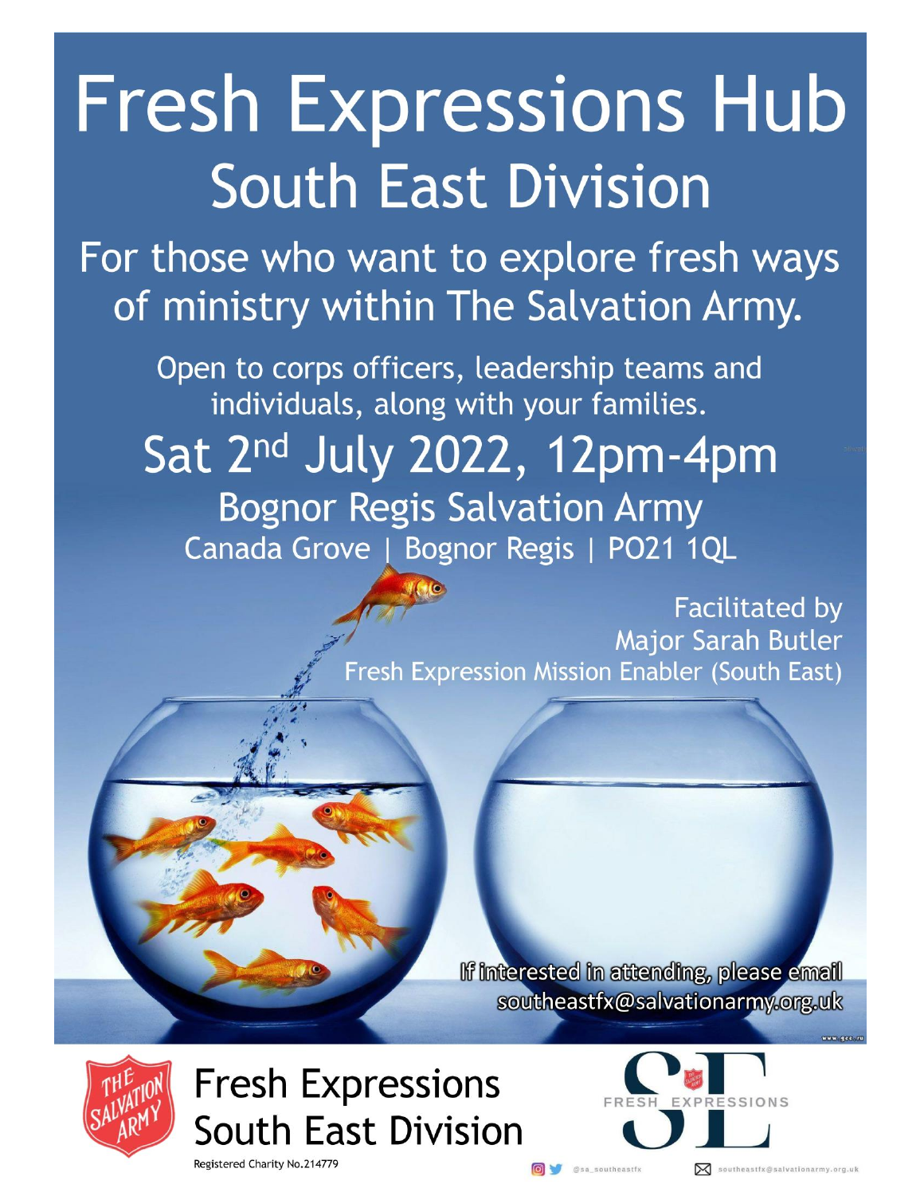# Fresh Expressions Hub

## South East Division

For those who want to explore fresh ways of ministry within The Salvation Army.

Open to corps officers, leadership teams and individuals, along with your families.

## Sat 2nd July 2022, 12pm-4pm

### Bognor Regis Salvation Army

Canada Grove | Bognor Regis | PO21 1QL

Facilitated by
Major Sarah Butler
Fresh Expression Mission Enabler (South East)

If interested in attending, please email
southeastfx@salvationarmy.org.uk

Fresh Expressions
South East Division

Registered Charity No.214779

FRESH EXPRESSIONS

@sa_southeastfx

southeastfx@salvationarmy.org.uk